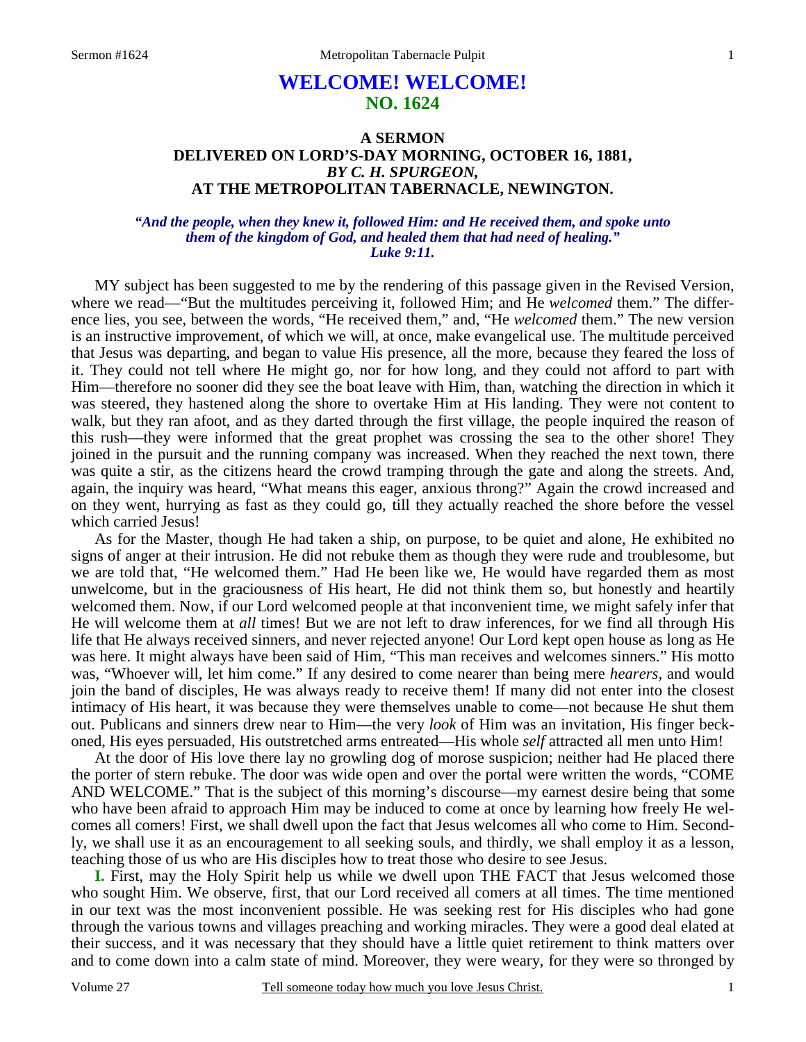# WELCOME! WELCOME!
## NO. 1624

### A SERMON DELIVERED ON LORD'S-DAY MORNING, OCTOBER 16, 1881, *BY C. H. SPURGEON,* AT THE METROPOLITAN TABERNACLE, NEWINGTON.

***"And the people, when they knew it, followed Him: and He received them, and spoke unto them of the kingdom of God, and healed them that had need of healing." Luke 9:11.***

MY subject has been suggested to me by the rendering of this passage given in the Revised Version, where we read—"But the multitudes perceiving it, followed Him; and He *welcomed* them." The difference lies, you see, between the words, "He received them," and, "He *welcomed* them." The new version is an instructive improvement, of which we will, at once, make evangelical use. The multitude perceived that Jesus was departing, and began to value His presence, all the more, because they feared the loss of it. They could not tell where He might go, nor for how long, and they could not afford to part with Him—therefore no sooner did they see the boat leave with Him, than, watching the direction in which it was steered, they hastened along the shore to overtake Him at His landing. They were not content to walk, but they ran afoot, and as they darted through the first village, the people inquired the reason of this rush—they were informed that the great prophet was crossing the sea to the other shore! They joined in the pursuit and the running company was increased. When they reached the next town, there was quite a stir, as the citizens heard the crowd tramping through the gate and along the streets. And, again, the inquiry was heard, "What means this eager, anxious throng?" Again the crowd increased and on they went, hurrying as fast as they could go, till they actually reached the shore before the vessel which carried Jesus!

As for the Master, though He had taken a ship, on purpose, to be quiet and alone, He exhibited no signs of anger at their intrusion. He did not rebuke them as though they were rude and troublesome, but we are told that, "He welcomed them." Had He been like we, He would have regarded them as most unwelcome, but in the graciousness of His heart, He did not think them so, but honestly and heartily welcomed them. Now, if our Lord welcomed people at that inconvenient time, we might safely infer that He will welcome them at *all* times! But we are not left to draw inferences, for we find all through His life that He always received sinners, and never rejected anyone! Our Lord kept open house as long as He was here. It might always have been said of Him, "This man receives and welcomes sinners." His motto was, "Whoever will, let him come." If any desired to come nearer than being mere *hearers,* and would join the band of disciples, He was always ready to receive them! If many did not enter into the closest intimacy of His heart, it was because they were themselves unable to come—not because He shut them out. Publicans and sinners drew near to Him—the very *look* of Him was an invitation, His finger beckoned, His eyes persuaded, His outstretched arms entreated—His whole *self* attracted all men unto Him!

At the door of His love there lay no growling dog of morose suspicion; neither had He placed there the porter of stern rebuke. The door was wide open and over the portal were written the words, "COME AND WELCOME." That is the subject of this morning's discourse—my earnest desire being that some who have been afraid to approach Him may be induced to come at once by learning how freely He welcomes all comers! First, we shall dwell upon the fact that Jesus welcomes all who come to Him. Secondly, we shall use it as an encouragement to all seeking souls, and thirdly, we shall employ it as a lesson, teaching those of us who are His disciples how to treat those who desire to see Jesus.

**I.** First, may the Holy Spirit help us while we dwell upon THE FACT that Jesus welcomed those who sought Him. We observe, first, that our Lord received all comers at all times. The time mentioned in our text was the most inconvenient possible. He was seeking rest for His disciples who had gone through the various towns and villages preaching and working miracles. They were a good deal elated at their success, and it was necessary that they should have a little quiet retirement to think matters over and to come down into a calm state of mind. Moreover, they were weary, for they were so thronged by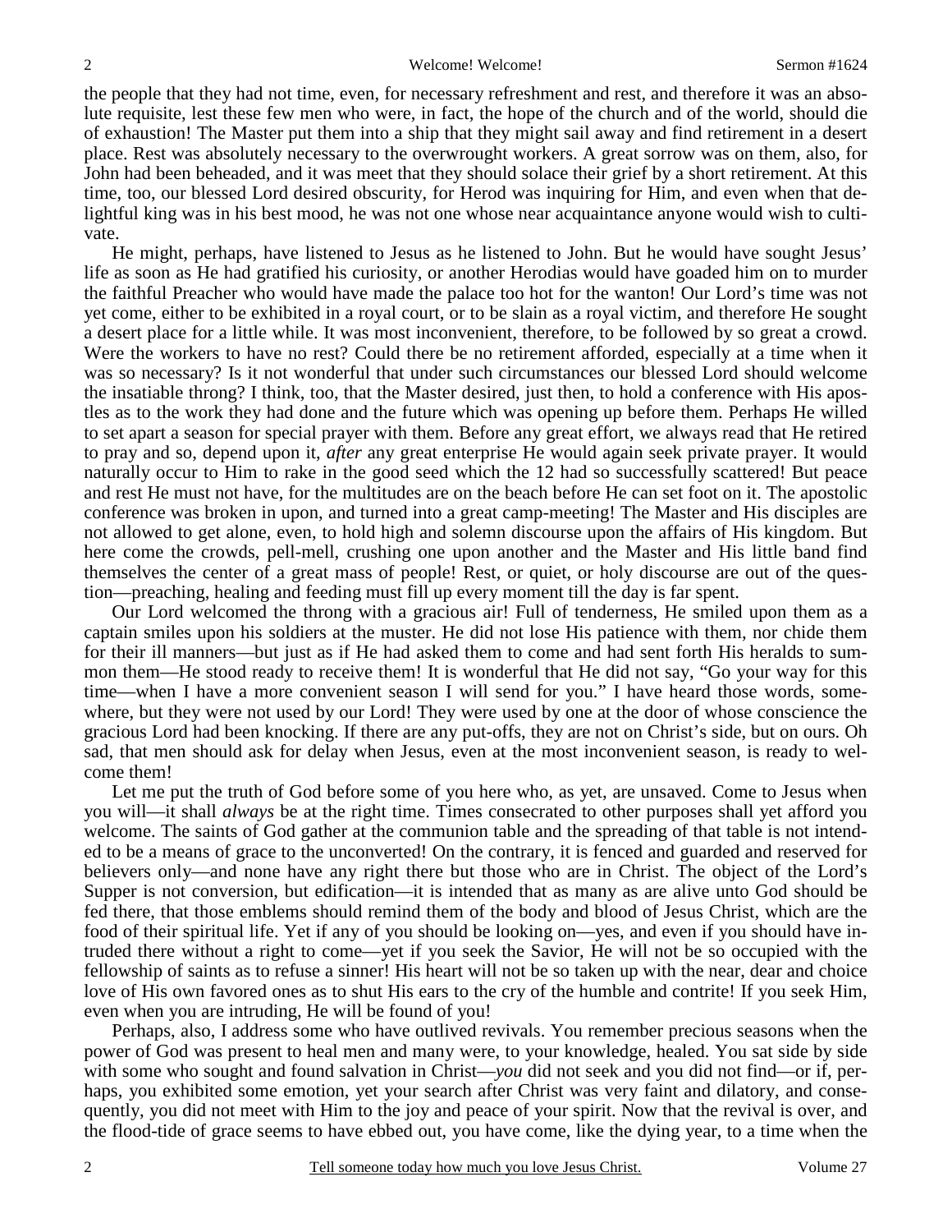the people that they had not time, even, for necessary refreshment and rest, and therefore it was an absolute requisite, lest these few men who were, in fact, the hope of the church and of the world, should die of exhaustion! The Master put them into a ship that they might sail away and find retirement in a desert place. Rest was absolutely necessary to the overwrought workers. A great sorrow was on them, also, for John had been beheaded, and it was meet that they should solace their grief by a short retirement. At this time, too, our blessed Lord desired obscurity, for Herod was inquiring for Him, and even when that delightful king was in his best mood, he was not one whose near acquaintance anyone would wish to cultivate.

He might, perhaps, have listened to Jesus as he listened to John. But he would have sought Jesus' life as soon as He had gratified his curiosity, or another Herodias would have goaded him on to murder the faithful Preacher who would have made the palace too hot for the wanton! Our Lord's time was not yet come, either to be exhibited in a royal court, or to be slain as a royal victim, and therefore He sought a desert place for a little while. It was most inconvenient, therefore, to be followed by so great a crowd. Were the workers to have no rest? Could there be no retirement afforded, especially at a time when it was so necessary? Is it not wonderful that under such circumstances our blessed Lord should welcome the insatiable throng? I think, too, that the Master desired, just then, to hold a conference with His apostles as to the work they had done and the future which was opening up before them. Perhaps He willed to set apart a season for special prayer with them. Before any great effort, we always read that He retired to pray and so, depend upon it, *after* any great enterprise He would again seek private prayer. It would naturally occur to Him to rake in the good seed which the 12 had so successfully scattered! But peace and rest He must not have, for the multitudes are on the beach before He can set foot on it. The apostolic conference was broken in upon, and turned into a great camp-meeting! The Master and His disciples are not allowed to get alone, even, to hold high and solemn discourse upon the affairs of His kingdom. But here come the crowds, pell-mell, crushing one upon another and the Master and His little band find themselves the center of a great mass of people! Rest, or quiet, or holy discourse are out of the question—preaching, healing and feeding must fill up every moment till the day is far spent.

Our Lord welcomed the throng with a gracious air! Full of tenderness, He smiled upon them as a captain smiles upon his soldiers at the muster. He did not lose His patience with them, nor chide them for their ill manners—but just as if He had asked them to come and had sent forth His heralds to summon them—He stood ready to receive them! It is wonderful that He did not say, "Go your way for this time—when I have a more convenient season I will send for you." I have heard those words, somewhere, but they were not used by our Lord! They were used by one at the door of whose conscience the gracious Lord had been knocking. If there are any put-offs, they are not on Christ's side, but on ours. Oh sad, that men should ask for delay when Jesus, even at the most inconvenient season, is ready to welcome them!

Let me put the truth of God before some of you here who, as yet, are unsaved. Come to Jesus when you will—it shall *always* be at the right time. Times consecrated to other purposes shall yet afford you welcome. The saints of God gather at the communion table and the spreading of that table is not intended to be a means of grace to the unconverted! On the contrary, it is fenced and guarded and reserved for believers only—and none have any right there but those who are in Christ. The object of the Lord's Supper is not conversion, but edification—it is intended that as many as are alive unto God should be fed there, that those emblems should remind them of the body and blood of Jesus Christ, which are the food of their spiritual life. Yet if any of you should be looking on—yes, and even if you should have intruded there without a right to come—yet if you seek the Savior, He will not be so occupied with the fellowship of saints as to refuse a sinner! His heart will not be so taken up with the near, dear and choice love of His own favored ones as to shut His ears to the cry of the humble and contrite! If you seek Him, even when you are intruding, He will be found of you!

Perhaps, also, I address some who have outlived revivals. You remember precious seasons when the power of God was present to heal men and many were, to your knowledge, healed. You sat side by side with some who sought and found salvation in Christ—*you* did not seek and you did not find—or if, perhaps, you exhibited some emotion, yet your search after Christ was very faint and dilatory, and consequently, you did not meet with Him to the joy and peace of your spirit. Now that the revival is over, and the flood-tide of grace seems to have ebbed out, you have come, like the dying year, to a time when the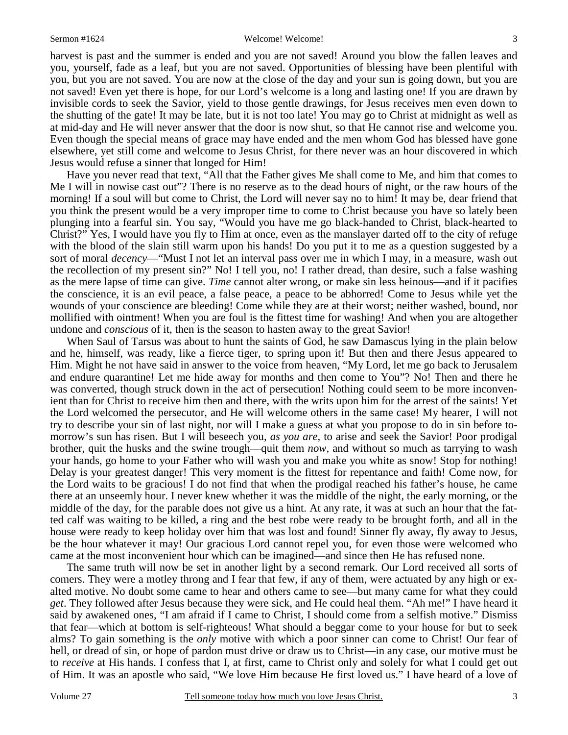harvest is past and the summer is ended and you are not saved! Around you blow the fallen leaves and you, yourself, fade as a leaf, but you are not saved. Opportunities of blessing have been plentiful with you, but you are not saved. You are now at the close of the day and your sun is going down, but you are not saved! Even yet there is hope, for our Lord's welcome is a long and lasting one! If you are drawn by invisible cords to seek the Savior, yield to those gentle drawings, for Jesus receives men even down to the shutting of the gate! It may be late, but it is not too late! You may go to Christ at midnight as well as at mid-day and He will never answer that the door is now shut, so that He cannot rise and welcome you. Even though the special means of grace may have ended and the men whom God has blessed have gone elsewhere, yet still come and welcome to Jesus Christ, for there never was an hour discovered in which Jesus would refuse a sinner that longed for Him!

Have you never read that text, "All that the Father gives Me shall come to Me, and him that comes to Me I will in nowise cast out"? There is no reserve as to the dead hours of night, or the raw hours of the morning! If a soul will but come to Christ, the Lord will never say no to him! It may be, dear friend that you think the present would be a very improper time to come to Christ because you have so lately been plunging into a fearful sin. You say, "Would you have me go black-handed to Christ, black-hearted to Christ?" Yes, I would have you fly to Him at once, even as the manslayer darted off to the city of refuge with the blood of the slain still warm upon his hands! Do you put it to me as a question suggested by a sort of moral *decency*—"Must I not let an interval pass over me in which I may, in a measure, wash out the recollection of my present sin?" No! I tell you, no! I rather dread, than desire, such a false washing as the mere lapse of time can give. *Time* cannot alter wrong, or make sin less heinous—and if it pacifies the conscience, it is an evil peace, a false peace, a peace to be abhorred! Come to Jesus while yet the wounds of your conscience are bleeding! Come while they are at their worst; neither washed, bound, nor mollified with ointment! When you are foul is the fittest time for washing! And when you are altogether undone and *conscious* of it, then is the season to hasten away to the great Savior!

When Saul of Tarsus was about to hunt the saints of God, he saw Damascus lying in the plain below and he, himself, was ready, like a fierce tiger, to spring upon it! But then and there Jesus appeared to Him. Might he not have said in answer to the voice from heaven, "My Lord, let me go back to Jerusalem and endure quarantine! Let me hide away for months and then come to You"? No! Then and there he was converted, though struck down in the act of persecution! Nothing could seem to be more inconvenient than for Christ to receive him then and there, with the writs upon him for the arrest of the saints! Yet the Lord welcomed the persecutor, and He will welcome others in the same case! My hearer, I will not try to describe your sin of last night, nor will I make a guess at what you propose to do in sin before tomorrow's sun has risen. But I will beseech you, *as you are,* to arise and seek the Savior! Poor prodigal brother, quit the husks and the swine trough—quit them *now,* and without so much as tarrying to wash your hands, go home to your Father who will wash you and make you white as snow! Stop for nothing! Delay is your greatest danger! This very moment is the fittest for repentance and faith! Come now, for the Lord waits to be gracious! I do not find that when the prodigal reached his father's house, he came there at an unseemly hour. I never knew whether it was the middle of the night, the early morning, or the middle of the day, for the parable does not give us a hint. At any rate, it was at such an hour that the fatted calf was waiting to be killed, a ring and the best robe were ready to be brought forth, and all in the house were ready to keep holiday over him that was lost and found! Sinner fly away, fly away to Jesus, be the hour whatever it may! Our gracious Lord cannot repel you, for even those were welcomed who came at the most inconvenient hour which can be imagined—and since then He has refused none.

The same truth will now be set in another light by a second remark. Our Lord received all sorts of comers. They were a motley throng and I fear that few, if any of them, were actuated by any high or exalted motive. No doubt some came to hear and others came to see—but many came for what they could *get*. They followed after Jesus because they were sick, and He could heal them. "Ah me!" I have heard it said by awakened ones, "I am afraid if I came to Christ, I should come from a selfish motive." Dismiss that fear—which at bottom is self-righteous! What should a beggar come to your house for but to seek alms? To gain something is the *only* motive with which a poor sinner can come to Christ! Our fear of hell, or dread of sin, or hope of pardon must drive or draw us to Christ—in any case, our motive must be to *receive* at His hands. I confess that I, at first, came to Christ only and solely for what I could get out of Him. It was an apostle who said, "We love Him because He first loved us." I have heard of a love of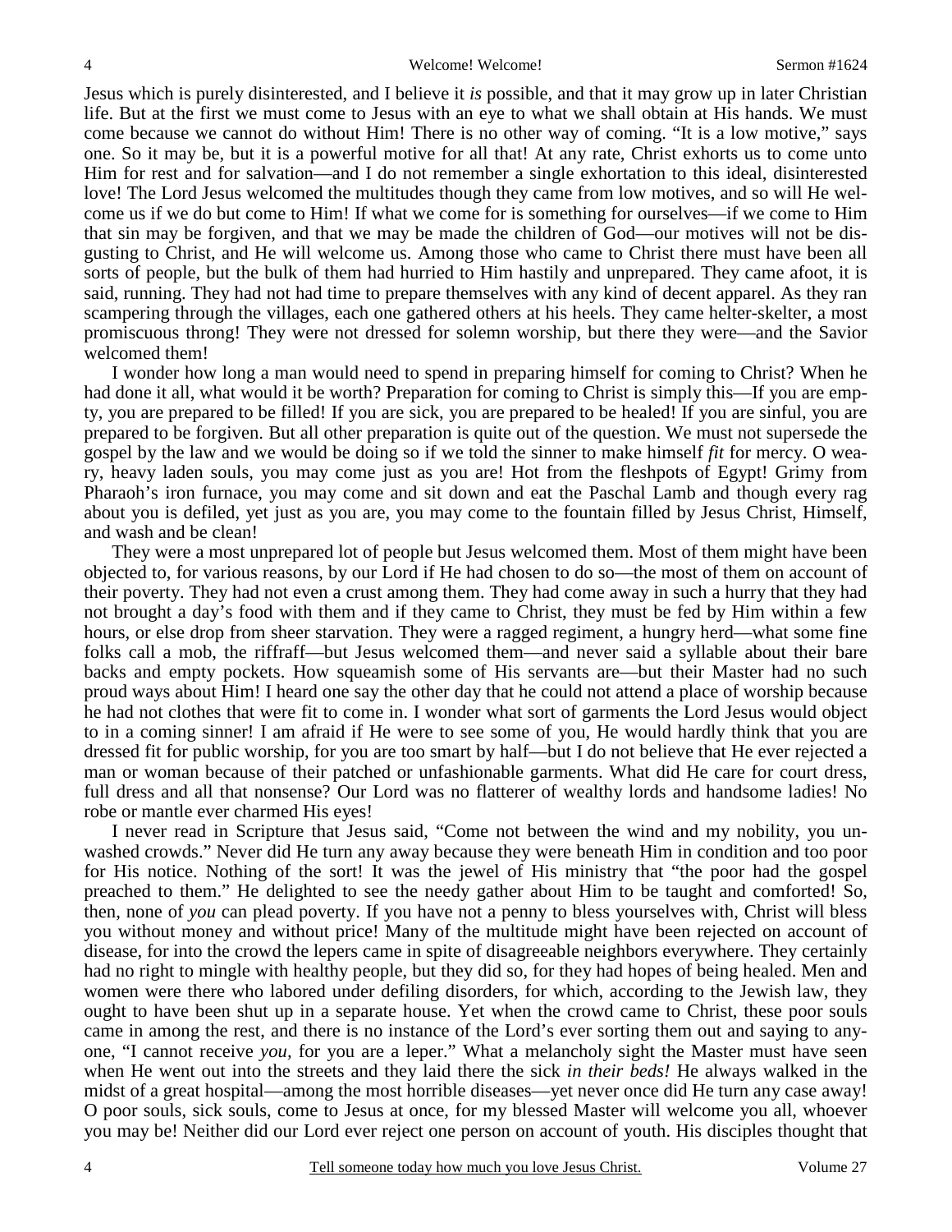Jesus which is purely disinterested, and I believe it *is* possible, and that it may grow up in later Christian life. But at the first we must come to Jesus with an eye to what we shall obtain at His hands. We must come because we cannot do without Him! There is no other way of coming. "It is a low motive," says one. So it may be, but it is a powerful motive for all that! At any rate, Christ exhorts us to come unto Him for rest and for salvation—and I do not remember a single exhortation to this ideal, disinterested love! The Lord Jesus welcomed the multitudes though they came from low motives, and so will He welcome us if we do but come to Him! If what we come for is something for ourselves—if we come to Him that sin may be forgiven, and that we may be made the children of God—our motives will not be disgusting to Christ, and He will welcome us. Among those who came to Christ there must have been all sorts of people, but the bulk of them had hurried to Him hastily and unprepared. They came afoot, it is said, running. They had not had time to prepare themselves with any kind of decent apparel. As they ran scampering through the villages, each one gathered others at his heels. They came helter-skelter, a most promiscuous throng! They were not dressed for solemn worship, but there they were—and the Savior welcomed them!

I wonder how long a man would need to spend in preparing himself for coming to Christ? When he had done it all, what would it be worth? Preparation for coming to Christ is simply this—If you are empty, you are prepared to be filled! If you are sick, you are prepared to be healed! If you are sinful, you are prepared to be forgiven. But all other preparation is quite out of the question. We must not supersede the gospel by the law and we would be doing so if we told the sinner to make himself *fit* for mercy. O weary, heavy laden souls, you may come just as you are! Hot from the fleshpots of Egypt! Grimy from Pharaoh's iron furnace, you may come and sit down and eat the Paschal Lamb and though every rag about you is defiled, yet just as you are, you may come to the fountain filled by Jesus Christ, Himself, and wash and be clean!

They were a most unprepared lot of people but Jesus welcomed them. Most of them might have been objected to, for various reasons, by our Lord if He had chosen to do so—the most of them on account of their poverty. They had not even a crust among them. They had come away in such a hurry that they had not brought a day's food with them and if they came to Christ, they must be fed by Him within a few hours, or else drop from sheer starvation. They were a ragged regiment, a hungry herd—what some fine folks call a mob, the riffraff—but Jesus welcomed them—and never said a syllable about their bare backs and empty pockets. How squeamish some of His servants are—but their Master had no such proud ways about Him! I heard one say the other day that he could not attend a place of worship because he had not clothes that were fit to come in. I wonder what sort of garments the Lord Jesus would object to in a coming sinner! I am afraid if He were to see some of you, He would hardly think that you are dressed fit for public worship, for you are too smart by half—but I do not believe that He ever rejected a man or woman because of their patched or unfashionable garments. What did He care for court dress, full dress and all that nonsense? Our Lord was no flatterer of wealthy lords and handsome ladies! No robe or mantle ever charmed His eyes!

I never read in Scripture that Jesus said, "Come not between the wind and my nobility, you unwashed crowds." Never did He turn any away because they were beneath Him in condition and too poor for His notice. Nothing of the sort! It was the jewel of His ministry that "the poor had the gospel preached to them." He delighted to see the needy gather about Him to be taught and comforted! So, then, none of *you* can plead poverty. If you have not a penny to bless yourselves with, Christ will bless you without money and without price! Many of the multitude might have been rejected on account of disease, for into the crowd the lepers came in spite of disagreeable neighbors everywhere. They certainly had no right to mingle with healthy people, but they did so, for they had hopes of being healed. Men and women were there who labored under defiling disorders, for which, according to the Jewish law, they ought to have been shut up in a separate house. Yet when the crowd came to Christ, these poor souls came in among the rest, and there is no instance of the Lord's ever sorting them out and saying to anyone, "I cannot receive *you*, for you are a leper." What a melancholy sight the Master must have seen when He went out into the streets and they laid there the sick *in their beds!* He always walked in the midst of a great hospital—among the most horrible diseases—yet never once did He turn any case away! O poor souls, sick souls, come to Jesus at once, for my blessed Master will welcome you all, whoever you may be! Neither did our Lord ever reject one person on account of youth. His disciples thought that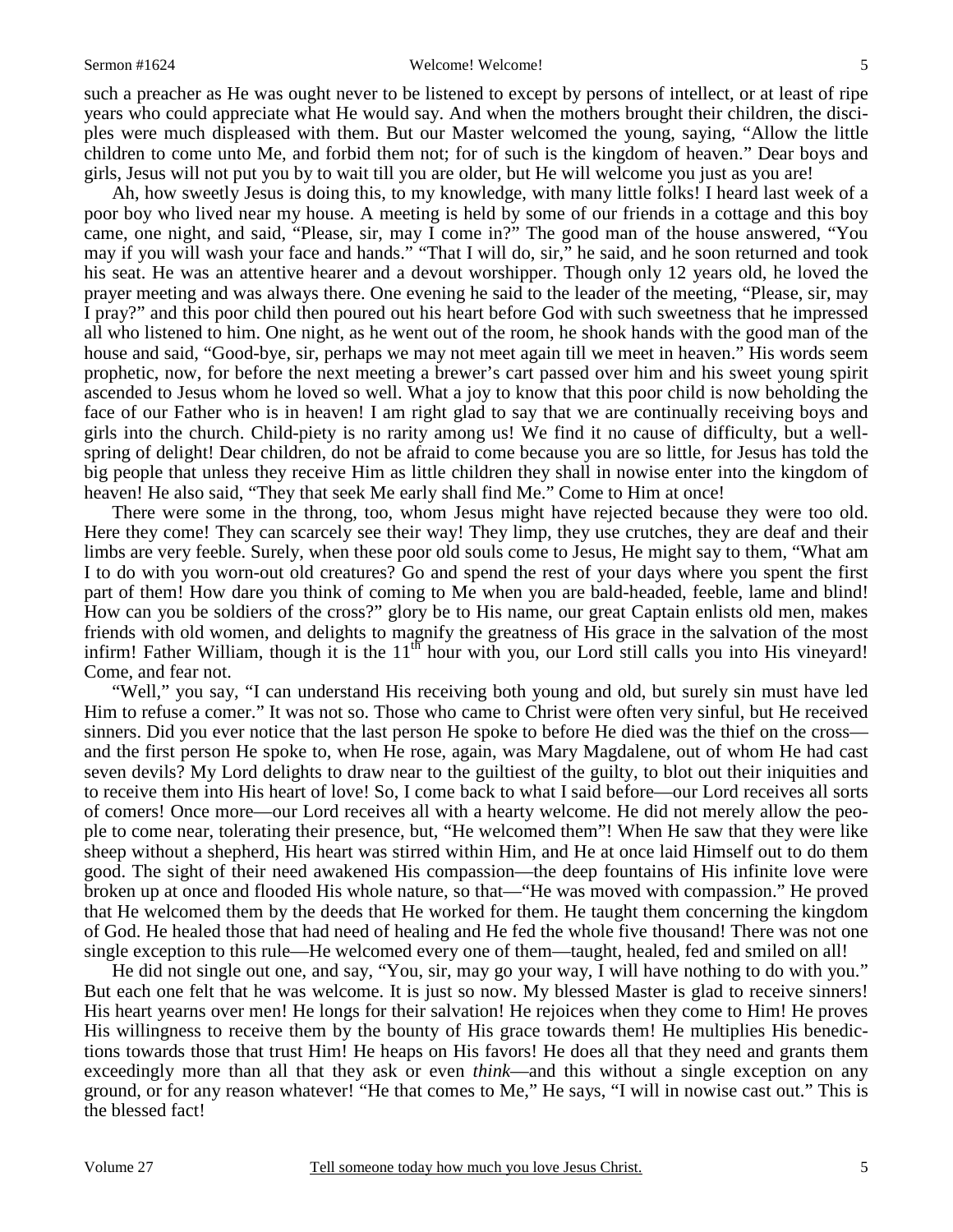such a preacher as He was ought never to be listened to except by persons of intellect, or at least of ripe years who could appreciate what He would say. And when the mothers brought their children, the disciples were much displeased with them. But our Master welcomed the young, saying, "Allow the little children to come unto Me, and forbid them not; for of such is the kingdom of heaven." Dear boys and girls, Jesus will not put you by to wait till you are older, but He will welcome you just as you are!

Ah, how sweetly Jesus is doing this, to my knowledge, with many little folks! I heard last week of a poor boy who lived near my house. A meeting is held by some of our friends in a cottage and this boy came, one night, and said, "Please, sir, may I come in?" The good man of the house answered, "You may if you will wash your face and hands." "That I will do, sir," he said, and he soon returned and took his seat. He was an attentive hearer and a devout worshipper. Though only 12 years old, he loved the prayer meeting and was always there. One evening he said to the leader of the meeting, "Please, sir, may I pray?" and this poor child then poured out his heart before God with such sweetness that he impressed all who listened to him. One night, as he went out of the room, he shook hands with the good man of the house and said, "Good-bye, sir, perhaps we may not meet again till we meet in heaven." His words seem prophetic, now, for before the next meeting a brewer's cart passed over him and his sweet young spirit ascended to Jesus whom he loved so well. What a joy to know that this poor child is now beholding the face of our Father who is in heaven! I am right glad to say that we are continually receiving boys and girls into the church. Child-piety is no rarity among us! We find it no cause of difficulty, but a well-spring of delight! Dear children, do not be afraid to come because you are so little, for Jesus has told the big people that unless they receive Him as little children they shall in nowise enter into the kingdom of heaven! He also said, "They that seek Me early shall find Me." Come to Him at once!

There were some in the throng, too, whom Jesus might have rejected because they were too old. Here they come! They can scarcely see their way! They limp, they use crutches, they are deaf and their limbs are very feeble. Surely, when these poor old souls come to Jesus, He might say to them, "What am I to do with you worn-out old creatures? Go and spend the rest of your days where you spent the first part of them! How dare you think of coming to Me when you are bald-headed, feeble, lame and blind! How can you be soldiers of the cross?" glory be to His name, our great Captain enlists old men, makes friends with old women, and delights to magnify the greatness of His grace in the salvation of the most infirm! Father William, though it is the 11th hour with you, our Lord still calls you into His vineyard! Come, and fear not.

"Well," you say, "I can understand His receiving both young and old, but surely sin must have led Him to refuse a comer." It was not so. Those who came to Christ were often very sinful, but He received sinners. Did you ever notice that the last person He spoke to before He died was the thief on the cross—and the first person He spoke to, when He rose, again, was Mary Magdalene, out of whom He had cast seven devils? My Lord delights to draw near to the guiltiest of the guilty, to blot out their iniquities and to receive them into His heart of love! So, I come back to what I said before—our Lord receives all sorts of comers! Once more—our Lord receives all with a hearty welcome. He did not merely allow the people to come near, tolerating their presence, but, "He welcomed them"! When He saw that they were like sheep without a shepherd, His heart was stirred within Him, and He at once laid Himself out to do them good. The sight of their need awakened His compassion—the deep fountains of His infinite love were broken up at once and flooded His whole nature, so that—"He was moved with compassion." He proved that He welcomed them by the deeds that He worked for them. He taught them concerning the kingdom of God. He healed those that had need of healing and He fed the whole five thousand! There was not one single exception to this rule—He welcomed every one of them—taught, healed, fed and smiled on all!

He did not single out one, and say, "You, sir, may go your way, I will have nothing to do with you." But each one felt that he was welcome. It is just so now. My blessed Master is glad to receive sinners! His heart yearns over men! He longs for their salvation! He rejoices when they come to Him! He proves His willingness to receive them by the bounty of His grace towards them! He multiplies His benedictions towards those that trust Him! He heaps on His favors! He does all that they need and grants them exceedingly more than all that they ask or even *think*—and this without a single exception on any ground, or for any reason whatever! "He that comes to Me," He says, "I will in nowise cast out." This is the blessed fact!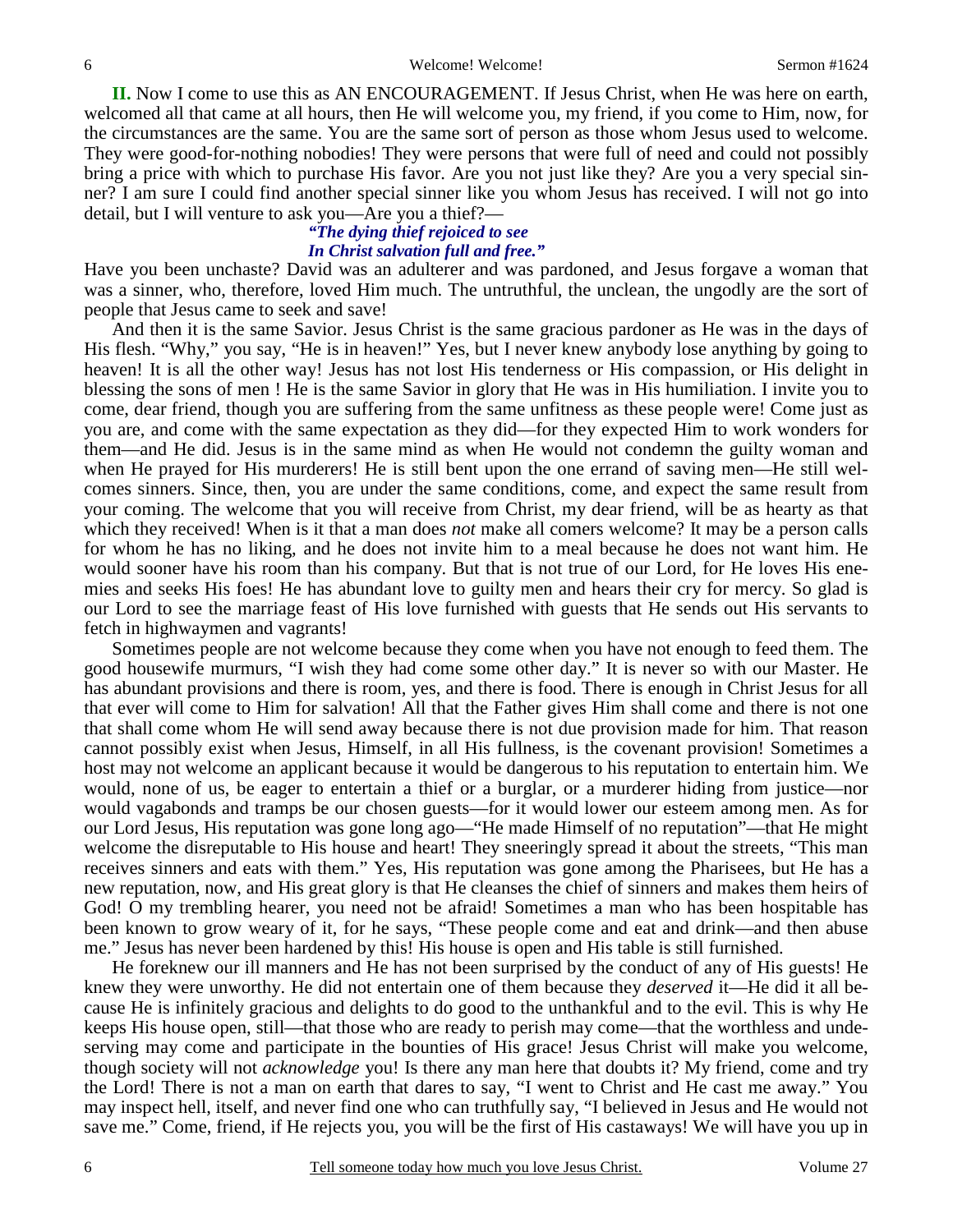**II.** Now I come to use this as AN ENCOURAGEMENT. If Jesus Christ, when He was here on earth, welcomed all that came at all hours, then He will welcome you, my friend, if you come to Him, now, for the circumstances are the same. You are the same sort of person as those whom Jesus used to welcome. They were good-for-nothing nobodies! They were persons that were full of need and could not possibly bring a price with which to purchase His favor. Are you not just like they? Are you a very special sinner? I am sure I could find another special sinner like you whom Jesus has received. I will not go into detail, but I will venture to ask you—Are you a thief?—

*"The dying thief rejoiced to see*
*In Christ salvation full and free."*

Have you been unchaste? David was an adulterer and was pardoned, and Jesus forgave a woman that was a sinner, who, therefore, loved Him much. The untruthful, the unclean, the ungodly are the sort of people that Jesus came to seek and save!

And then it is the same Savior. Jesus Christ is the same gracious pardoner as He was in the days of His flesh. "Why," you say, "He is in heaven!" Yes, but I never knew anybody lose anything by going to heaven! It is all the other way! Jesus has not lost His tenderness or His compassion, or His delight in blessing the sons of men ! He is the same Savior in glory that He was in His humiliation. I invite you to come, dear friend, though you are suffering from the same unfitness as these people were! Come just as you are, and come with the same expectation as they did—for they expected Him to work wonders for them—and He did. Jesus is in the same mind as when He would not condemn the guilty woman and when He prayed for His murderers! He is still bent upon the one errand of saving men—He still welcomes sinners. Since, then, you are under the same conditions, come, and expect the same result from your coming. The welcome that you will receive from Christ, my dear friend, will be as hearty as that which they received! When is it that a man does *not* make all comers welcome? It may be a person calls for whom he has no liking, and he does not invite him to a meal because he does not want him. He would sooner have his room than his company. But that is not true of our Lord, for He loves His enemies and seeks His foes! He has abundant love to guilty men and hears their cry for mercy. So glad is our Lord to see the marriage feast of His love furnished with guests that He sends out His servants to fetch in highwaymen and vagrants!

Sometimes people are not welcome because they come when you have not enough to feed them. The good housewife murmurs, "I wish they had come some other day." It is never so with our Master. He has abundant provisions and there is room, yes, and there is food. There is enough in Christ Jesus for all that ever will come to Him for salvation! All that the Father gives Him shall come and there is not one that shall come whom He will send away because there is not due provision made for him. That reason cannot possibly exist when Jesus, Himself, in all His fullness, is the covenant provision! Sometimes a host may not welcome an applicant because it would be dangerous to his reputation to entertain him. We would, none of us, be eager to entertain a thief or a burglar, or a murderer hiding from justice—nor would vagabonds and tramps be our chosen guests—for it would lower our esteem among men. As for our Lord Jesus, His reputation was gone long ago—"He made Himself of no reputation"—that He might welcome the disreputable to His house and heart! They sneeringly spread it about the streets, "This man receives sinners and eats with them." Yes, His reputation was gone among the Pharisees, but He has a new reputation, now, and His great glory is that He cleanses the chief of sinners and makes them heirs of God! O my trembling hearer, you need not be afraid! Sometimes a man who has been hospitable has been known to grow weary of it, for he says, "These people come and eat and drink—and then abuse me." Jesus has never been hardened by this! His house is open and His table is still furnished.

He foreknew our ill manners and He has not been surprised by the conduct of any of His guests! He knew they were unworthy. He did not entertain one of them because they *deserved* it—He did it all because He is infinitely gracious and delights to do good to the unthankful and to the evil. This is why He keeps His house open, still—that those who are ready to perish may come—that the worthless and undeserving may come and participate in the bounties of His grace! Jesus Christ will make you welcome, though society will not *acknowledge* you! Is there any man here that doubts it? My friend, come and try the Lord! There is not a man on earth that dares to say, "I went to Christ and He cast me away." You may inspect hell, itself, and never find one who can truthfully say, "I believed in Jesus and He would not save me." Come, friend, if He rejects you, you will be the first of His castaways! We will have you up in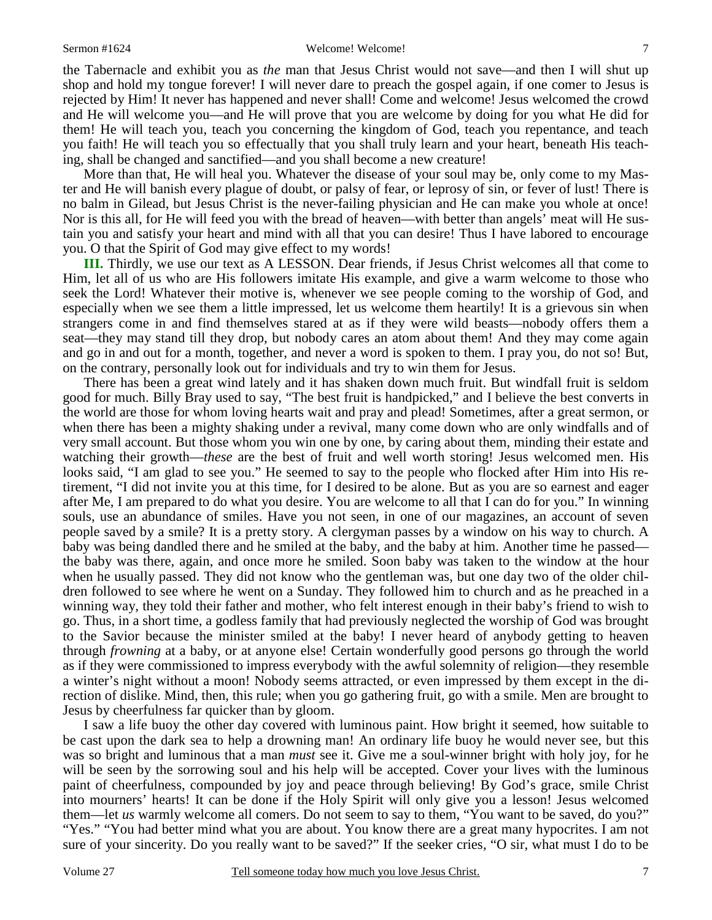the Tabernacle and exhibit you as *the* man that Jesus Christ would not save—and then I will shut up shop and hold my tongue forever! I will never dare to preach the gospel again, if one comer to Jesus is rejected by Him! It never has happened and never shall! Come and welcome! Jesus welcomed the crowd and He will welcome you—and He will prove that you are welcome by doing for you what He did for them! He will teach you, teach you concerning the kingdom of God, teach you repentance, and teach you faith! He will teach you so effectually that you shall truly learn and your heart, beneath His teaching, shall be changed and sanctified—and you shall become a new creature!

More than that, He will heal you. Whatever the disease of your soul may be, only come to my Master and He will banish every plague of doubt, or palsy of fear, or leprosy of sin, or fever of lust! There is no balm in Gilead, but Jesus Christ is the never-failing physician and He can make you whole at once! Nor is this all, for He will feed you with the bread of heaven—with better than angels' meat will He sustain you and satisfy your heart and mind with all that you can desire! Thus I have labored to encourage you. O that the Spirit of God may give effect to my words!

**III.** Thirdly, we use our text as A LESSON. Dear friends, if Jesus Christ welcomes all that come to Him, let all of us who are His followers imitate His example, and give a warm welcome to those who seek the Lord! Whatever their motive is, whenever we see people coming to the worship of God, and especially when we see them a little impressed, let us welcome them heartily! It is a grievous sin when strangers come in and find themselves stared at as if they were wild beasts—nobody offers them a seat—they may stand till they drop, but nobody cares an atom about them! And they may come again and go in and out for a month, together, and never a word is spoken to them. I pray you, do not so! But, on the contrary, personally look out for individuals and try to win them for Jesus.

There has been a great wind lately and it has shaken down much fruit. But windfall fruit is seldom good for much. Billy Bray used to say, "The best fruit is handpicked," and I believe the best converts in the world are those for whom loving hearts wait and pray and plead! Sometimes, after a great sermon, or when there has been a mighty shaking under a revival, many come down who are only windfalls and of very small account. But those whom you win one by one, by caring about them, minding their estate and watching their growth—*these* are the best of fruit and well worth storing! Jesus welcomed men. His looks said, "I am glad to see you." He seemed to say to the people who flocked after Him into His retirement, "I did not invite you at this time, for I desired to be alone. But as you are so earnest and eager after Me, I am prepared to do what you desire. You are welcome to all that I can do for you." In winning souls, use an abundance of smiles. Have you not seen, in one of our magazines, an account of seven people saved by a smile? It is a pretty story. A clergyman passes by a window on his way to church. A baby was being dandled there and he smiled at the baby, and the baby at him. Another time he passed—the baby was there, again, and once more he smiled. Soon baby was taken to the window at the hour when he usually passed. They did not know who the gentleman was, but one day two of the older children followed to see where he went on a Sunday. They followed him to church and as he preached in a winning way, they told their father and mother, who felt interest enough in their baby's friend to wish to go. Thus, in a short time, a godless family that had previously neglected the worship of God was brought to the Savior because the minister smiled at the baby! I never heard of anybody getting to heaven through *frowning* at a baby, or at anyone else! Certain wonderfully good persons go through the world as if they were commissioned to impress everybody with the awful solemnity of religion—they resemble a winter's night without a moon! Nobody seems attracted, or even impressed by them except in the direction of dislike. Mind, then, this rule; when you go gathering fruit, go with a smile. Men are brought to Jesus by cheerfulness far quicker than by gloom.

I saw a life buoy the other day covered with luminous paint. How bright it seemed, how suitable to be cast upon the dark sea to help a drowning man! An ordinary life buoy he would never see, but this was so bright and luminous that a man *must* see it. Give me a soul-winner bright with holy joy, for he will be seen by the sorrowing soul and his help will be accepted. Cover your lives with the luminous paint of cheerfulness, compounded by joy and peace through believing! By God's grace, smile Christ into mourners' hearts! It can be done if the Holy Spirit will only give you a lesson! Jesus welcomed them—let *us* warmly welcome all comers. Do not seem to say to them, "You want to be saved, do you?" "Yes." "You had better mind what you are about. You know there are a great many hypocrites. I am not sure of your sincerity. Do you really want to be saved?" If the seeker cries, "O sir, what must I do to be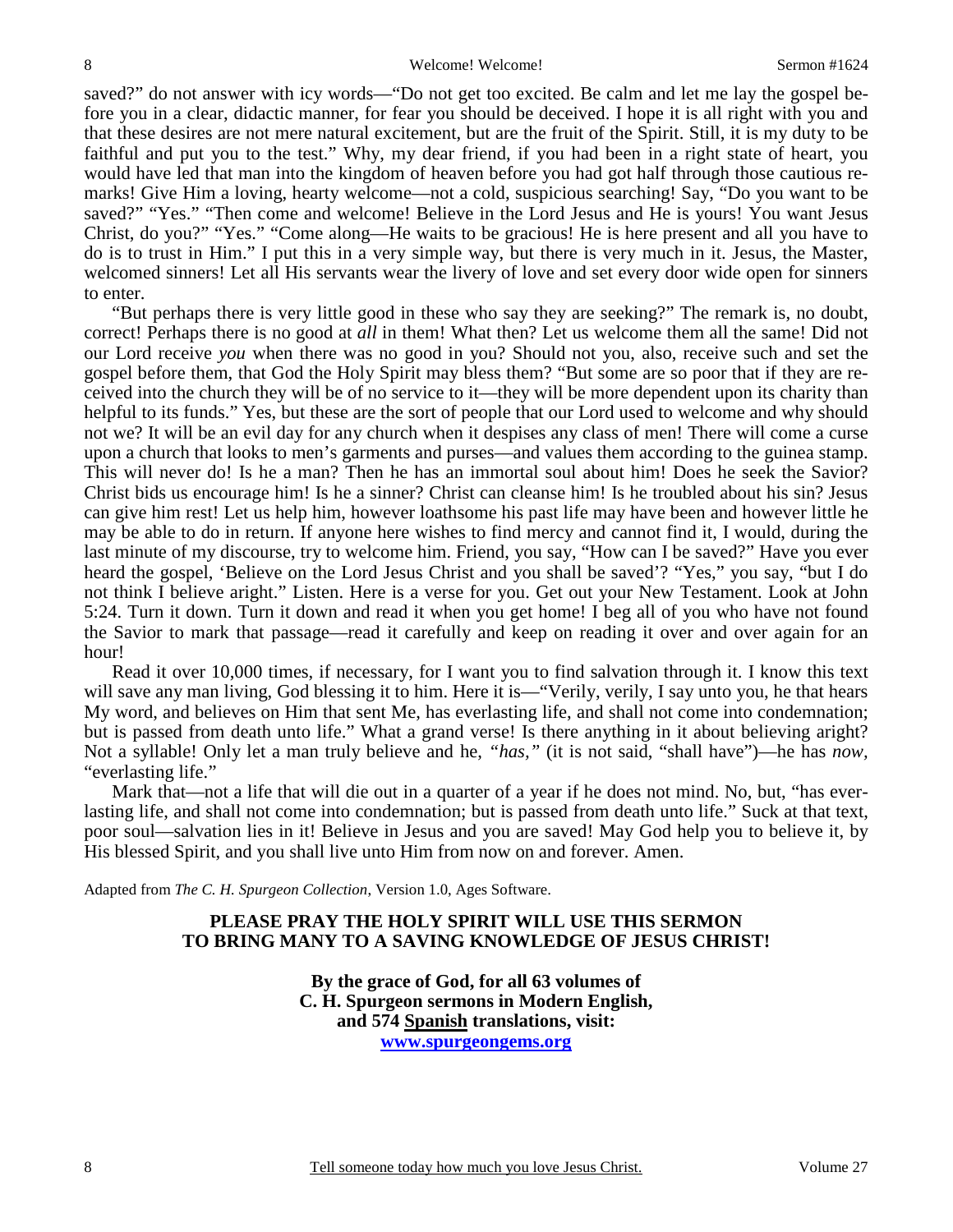saved?" do not answer with icy words—"Do not get too excited. Be calm and let me lay the gospel before you in a clear, didactic manner, for fear you should be deceived. I hope it is all right with you and that these desires are not mere natural excitement, but are the fruit of the Spirit. Still, it is my duty to be faithful and put you to the test." Why, my dear friend, if you had been in a right state of heart, you would have led that man into the kingdom of heaven before you had got half through those cautious remarks! Give Him a loving, hearty welcome—not a cold, suspicious searching! Say, "Do you want to be saved?" "Yes." "Then come and welcome! Believe in the Lord Jesus and He is yours! You want Jesus Christ, do you?" "Yes." "Come along—He waits to be gracious! He is here present and all you have to do is to trust in Him." I put this in a very simple way, but there is very much in it. Jesus, the Master, welcomed sinners! Let all His servants wear the livery of love and set every door wide open for sinners to enter.

"But perhaps there is very little good in these who say they are seeking?" The remark is, no doubt, correct! Perhaps there is no good at *all* in them! What then? Let us welcome them all the same! Did not our Lord receive *you* when there was no good in you? Should not you, also, receive such and set the gospel before them, that God the Holy Spirit may bless them? "But some are so poor that if they are received into the church they will be of no service to it—they will be more dependent upon its charity than helpful to its funds." Yes, but these are the sort of people that our Lord used to welcome and why should not we? It will be an evil day for any church when it despises any class of men! There will come a curse upon a church that looks to men's garments and purses—and values them according to the guinea stamp. This will never do! Is he a man? Then he has an immortal soul about him! Does he seek the Savior? Christ bids us encourage him! Is he a sinner? Christ can cleanse him! Is he troubled about his sin? Jesus can give him rest! Let us help him, however loathsome his past life may have been and however little he may be able to do in return. If anyone here wishes to find mercy and cannot find it, I would, during the last minute of my discourse, try to welcome him. Friend, you say, "How can I be saved?" Have you ever heard the gospel, 'Believe on the Lord Jesus Christ and you shall be saved'? "Yes," you say, "but I do not think I believe aright." Listen. Here is a verse for you. Get out your New Testament. Look at John 5:24. Turn it down. Turn it down and read it when you get home! I beg all of you who have not found the Savior to mark that passage—read it carefully and keep on reading it over and over again for an hour!

Read it over 10,000 times, if necessary, for I want you to find salvation through it. I know this text will save any man living, God blessing it to him. Here it is—"Verily, verily, I say unto you, he that hears My word, and believes on Him that sent Me, has everlasting life, and shall not come into condemnation; but is passed from death unto life." What a grand verse! Is there anything in it about believing aright? Not a syllable! Only let a man truly believe and he, *"has,"* (it is not said, "shall have")—he has *now*, "everlasting life."

Mark that—not a life that will die out in a quarter of a year if he does not mind. No, but, "has everlasting life, and shall not come into condemnation; but is passed from death unto life." Suck at that text, poor soul—salvation lies in it! Believe in Jesus and you are saved! May God help you to believe it, by His blessed Spirit, and you shall live unto Him from now on and forever. Amen.

Adapted from *The C. H. Spurgeon Collection*, Version 1.0, Ages Software.

**PLEASE PRAY THE HOLY SPIRIT WILL USE THIS SERMON TO BRING MANY TO A SAVING KNOWLEDGE OF JESUS CHRIST!**

**By the grace of God, for all 63 volumes of C. H. Spurgeon sermons in Modern English, and 574 Spanish translations, visit: www.spurgeongems.org**

Tell someone today how much you love Jesus Christ.